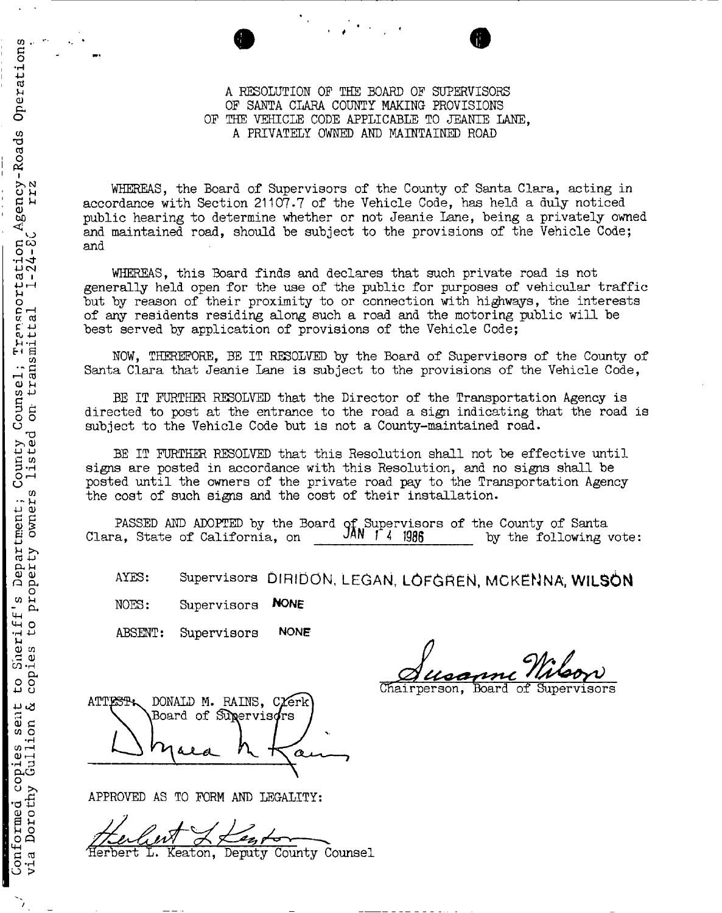# A RESOLUTION OF THE BOARD OF SUPERVISORS OF SANTA CLARA COUNTY MAKING PROVISIONS OF THE VEHICLE CODE APPLICABLE TO JEANIE LANE, A PRIVATELY OWNED AND MAINTAINED ROAD

WHEREAS, the Board of Supervisors of the County of Santa Clara, acting in accordance with Section 21107.7 of the Vehicle Code, has held a duly noticed public hearing to determine whether or not Jeanie Lane, being a privately owned and maintained road, should be subject to the provisions of the Vehicle Code; and

WHEREAS, this Board finds and declares that such private road is not generally held open for the use of the public for purposes of vehicular traffic but by reason of their proximity to or connection with highways, the interests of any residents residing along such a road and the motoring public will be best served by application of provisions of the Vehicle Code;

NOW, THEREFORE, BE IT RESOLVED by the Board of Supervisors of the County of Santa Clara that Jeanie Lane is subject to the provisions of the Vehicle Code,

BE IT FURTHER RESOLVED that the Director of the Transportation Agency is directed to post at the entrance to the road a sign indicating that the road is subject to the Vehicle Code but is not a County-maintained road.

BE IT FURTHER RESOLVED that this Resolution shall not be effective until signs are posted in accordance with this Resolution, and no signs shall be posted until the owners of the private road pay to the Transportation Agency the cost of such signs and the cost of their installation.

PASSED AND ADOPTED by the Board of Supervisors of the County of Santa Clara, State of California, on JAN 14 1986 by the following vote:

AYES: Supervisors DIRIDON, LEGAN, LOFGREN, MCKENNA, WILSON

NOES: Supervisors NONE

ABSENT: Supervisors NONE

Susanne Wilson
Chairperson, Board of Supervisors

ATTEST: DONALD M. RAINS, Clerk
Board of Supervisors

Donald M. Rains

APPROVED AS TO FORM AND LEGALITY:

Herbert L. Keaton
Herbert L. Keaton, Deputy County Counsel

Conformed copies sent to Sheriff's Department; County Counsel; Transportation Agency-Roads Operations via Dorothy Gullion & copies to property owners listed on transmittal 1-24-86 rrz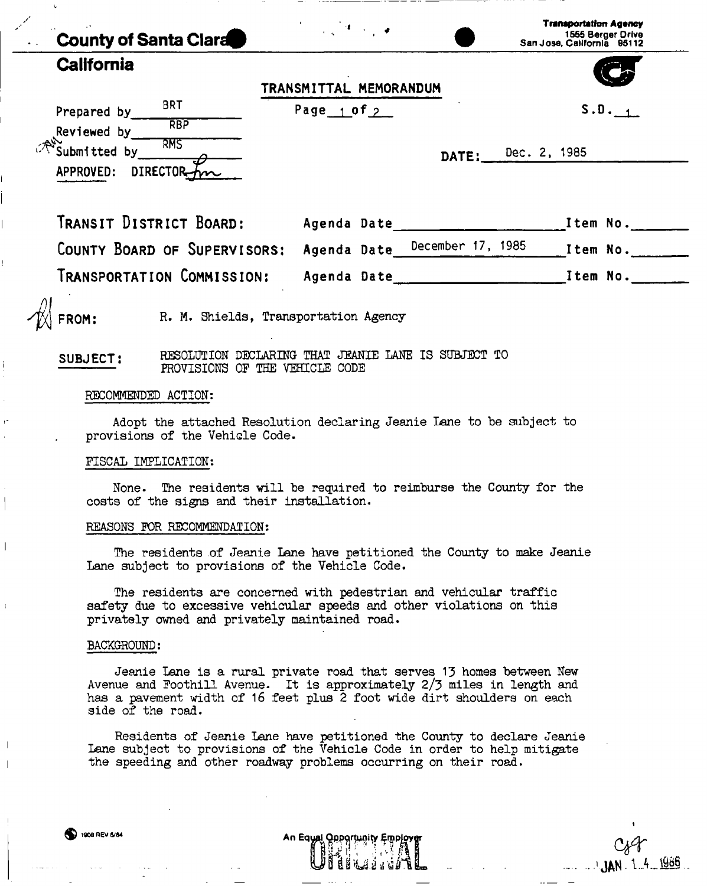**County of Santa Clara**
**California**

**Transportation Agency**
1555 Berger Drive
San Jose, California 95112

## TRANSMITTAL MEMORANDUM

Prepared by BRT
Reviewed by RBP
Submitted by RMS
APPROVED: DIRECTOR

Page 1 of 2

S.D. 1

DATE: Dec. 2, 1985

| | | |
|---|---|---|
| TRANSIT DISTRICT BOARD: | Agenda Date | Item No. |
| COUNTY BOARD OF SUPERVISORS: | Agenda Date December 17, 1985 | Item No. |
| TRANSPORTATION COMMISSION: | Agenda Date | Item No. |

**FROM:** R. M. Shields, Transportation Agency

**SUBJECT:** RESOLUTION DECLARING THAT JEANIE LANE IS SUBJECT TO PROVISIONS OF THE VEHICLE CODE

RECOMMENDED ACTION:

Adopt the attached Resolution declaring Jeanie Lane to be subject to provisions of the Vehicle Code.

FISCAL IMPLICATION:

None. The residents will be required to reimburse the County for the costs of the signs and their installation.

REASONS FOR RECOMMENDATION:

The residents of Jeanie Lane have petitioned the County to make Jeanie Lane subject to provisions of the Vehicle Code.

The residents are concerned with pedestrian and vehicular traffic safety due to excessive vehicular speeds and other violations on this privately owned and privately maintained road.

BACKGROUND:

Jeanie Lane is a rural private road that serves 13 homes between New Avenue and Foothill Avenue. It is approximately 2/3 miles in length and has a pavement width of 16 feet plus 2 foot wide dirt shoulders on each side of the road.

Residents of Jeanie Lane have petitioned the County to declare Jeanie Lane subject to provisions of the Vehicle Code in order to help mitigate the speeding and other roadway problems occurring on their road.

An Equal Opportunity Employer

ORIGINAL

JAN 14 1986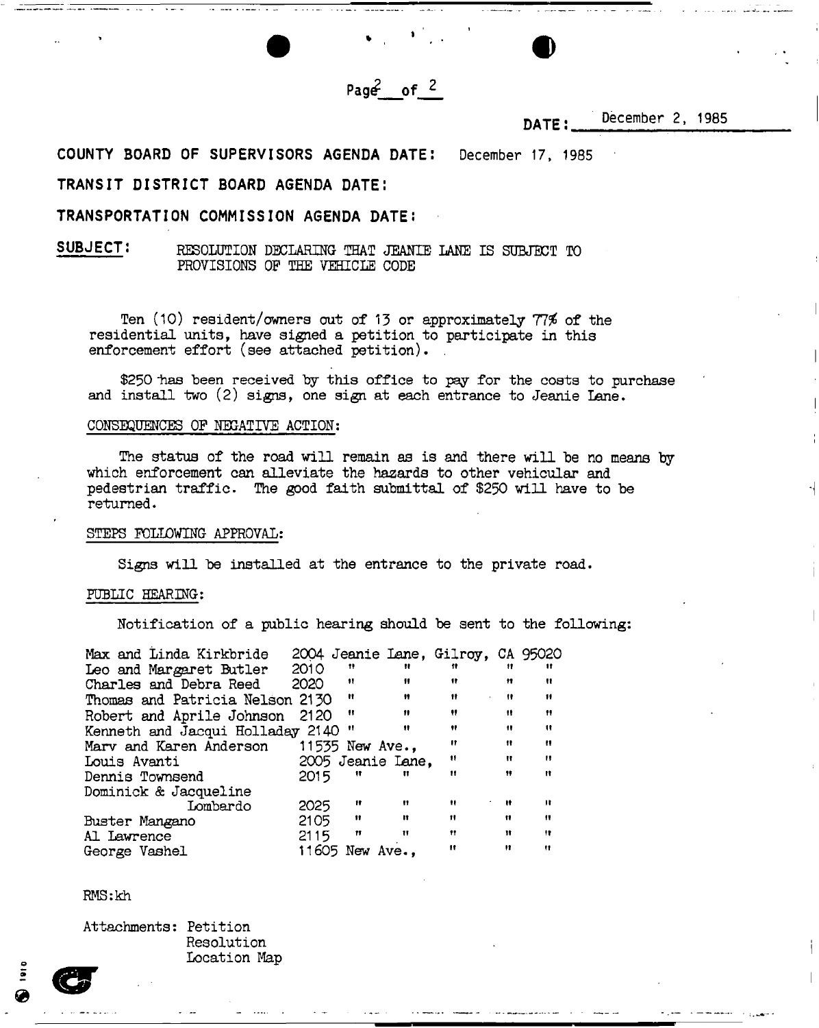DATE: December 2, 1985

**COUNTY BOARD OF SUPERVISORS AGENDA DATE:** December 17, 1985

**TRANSIT DISTRICT BOARD AGENDA DATE:**

**TRANSPORTATION COMMISSION AGENDA DATE:**

**SUBJECT:** RESOLUTION DECLARING THAT JEANIE LANE IS SUBJECT TO PROVISIONS OF THE VEHICLE CODE

Ten (10) resident/owners out of 13 or approximately 77% of the residential units, have signed a petition to participate in this enforcement effort (see attached petition).

$250 has been received by this office to pay for the costs to purchase and install two (2) signs, one sign at each entrance to Jeanie Lane.

CONSEQUENCES OF NEGATIVE ACTION:

The status of the road will remain as is and there will be no means by which enforcement can alleviate the hazards to other vehicular and pedestrian traffic. The good faith submittal of $250 will have to be returned.

STEPS FOLLOWING APPROVAL:

Signs will be installed at the entrance to the private road.

PUBLIC HEARING:

Notification of a public hearing should be sent to the following:

| | | | | | |
|---|---|---|---|---|---|
| Max and Linda Kirkbride | 2004 Jeanie Lane, | Gilroy, | CA | 95020 |
| Leo and Margaret Butler | 2010 " " | " | " | " |
| Charles and Debra Reed | 2020 " " | " | " | " |
| Thomas and Patricia Nelson | 2130 " " | " | " | " |
| Robert and Aprile Johnson | 2120 " " | " | " | " |
| Kenneth and Jacqui Holladay | 2140 " " | " | " | " |
| Marv and Karen Anderson | 11535 New Ave., | " | " | " |
| Louis Avanti | 2005 Jeanie Lane, | " | " | " |
| Dennis Townsend | 2015 " " | " | " | " |
| Dominick & Jacqueline Lombardo | 2025 " " | " | " | " |
| Buster Mangano | 2105 " " | " | " | " |
| Al Lawrence | 2115 " " | " | " | " |
| George Vashel | 11605 New Ave., | " | " | " |

RMS:kh

Attachments: Petition
Resolution
Location Map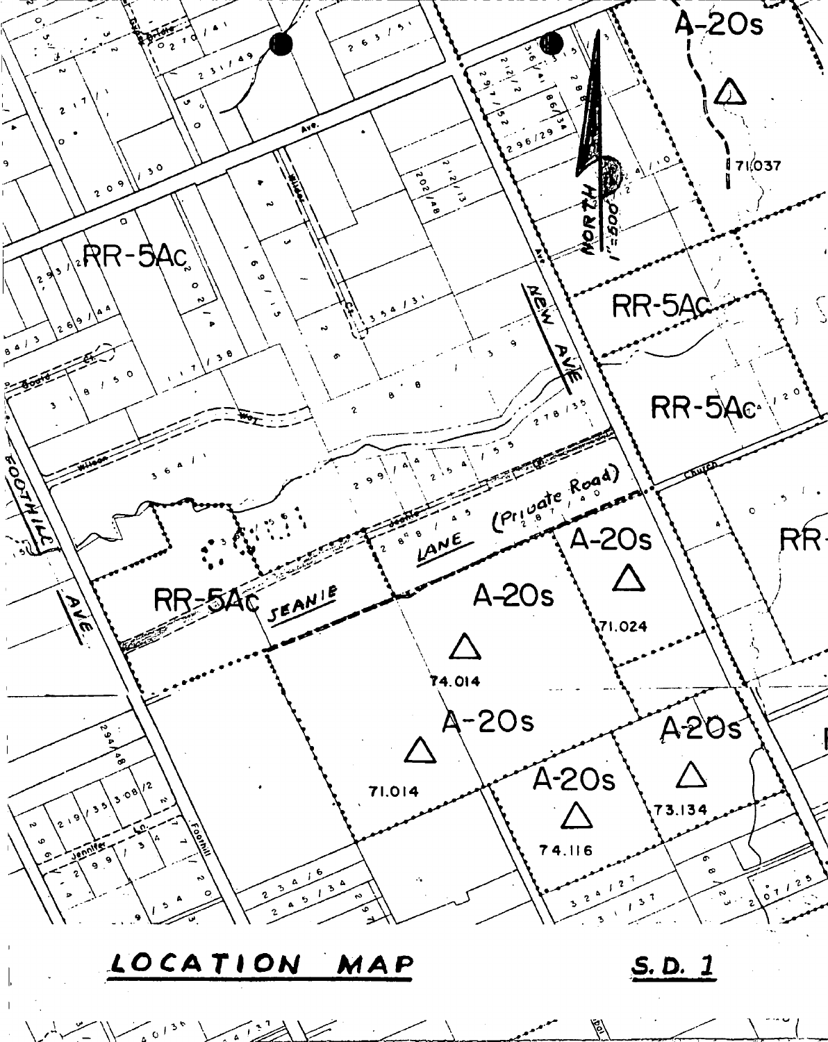## LOCATION MAP

## S.D. 1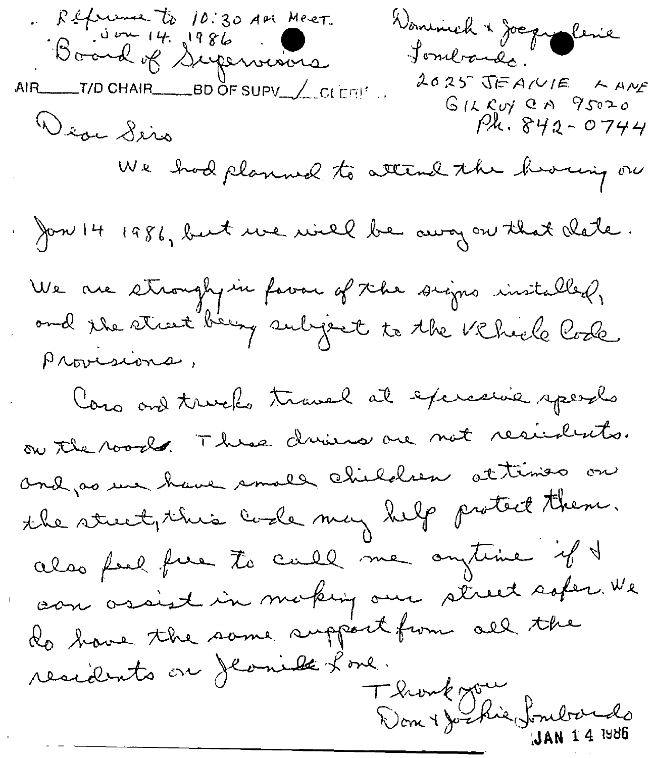Reference to 10:30 AM Meet.
Jan 14, 1986
Board of Supervisors

AIR_____ T/D CHAIR_____ BD OF SUPV_/_ CLERK ..

Dominick & Jacqueline
Lombardo.
2025 JEANIE LANE
GILROY CA 95020
Ph. 842-0744

Dear Sirs

We had planned to attend the hearing on Jan 14 1986, but we will be away on that date.

We are strongly in favor of the signs installed, and the street being subject to the Vehicle Code provisions,

Cars and trucks travel at excessive speeds on the roads. These drivers are not residents. And, as we have small children at times on the street, this code may help protect them. Also feel free to call me anytime if I can assist in making our street safer. We do have the same support from all the residents on Jeanie Lane.

Thank you
Dom & Jackie Lombardo

JAN 14 1986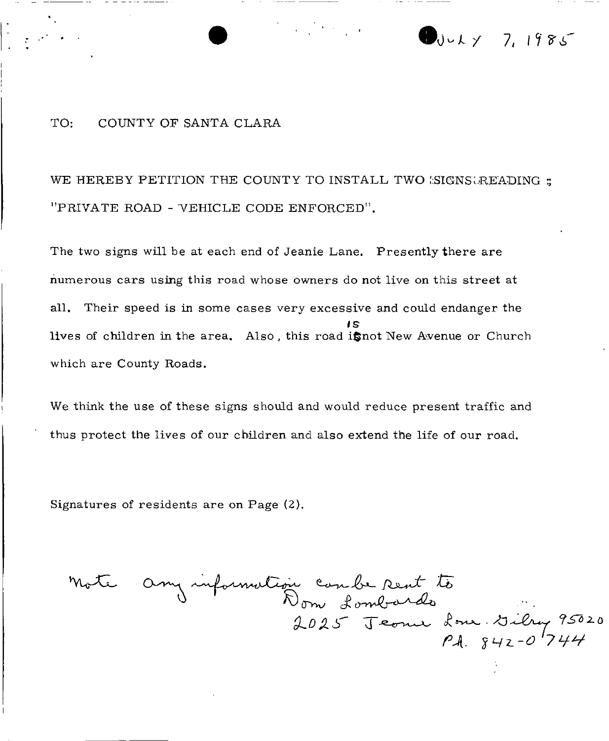July 7, 1985

TO: COUNTY OF SANTA CLARA

WE HEREBY PETITION THE COUNTY TO INSTALL TWO SIGNS READING : "PRIVATE ROAD - VEHICLE CODE ENFORCED".

The two signs will be at each end of Jeanie Lane. Presently there are numerous cars using this road whose owners do not live on this street at all. Their speed is in some cases very excessive and could endanger the lives of children in the area. Also, this road is not New Avenue or Church which are County Roads.

We think the use of these signs should and would reduce present traffic and thus protect the lives of our children and also extend the life of our road.

Signatures of residents are on Page (2).

Note any information can be sent to
Dom Lombardo
2025 Jeanie Lane. Gilroy 95020
Ph. 842-0744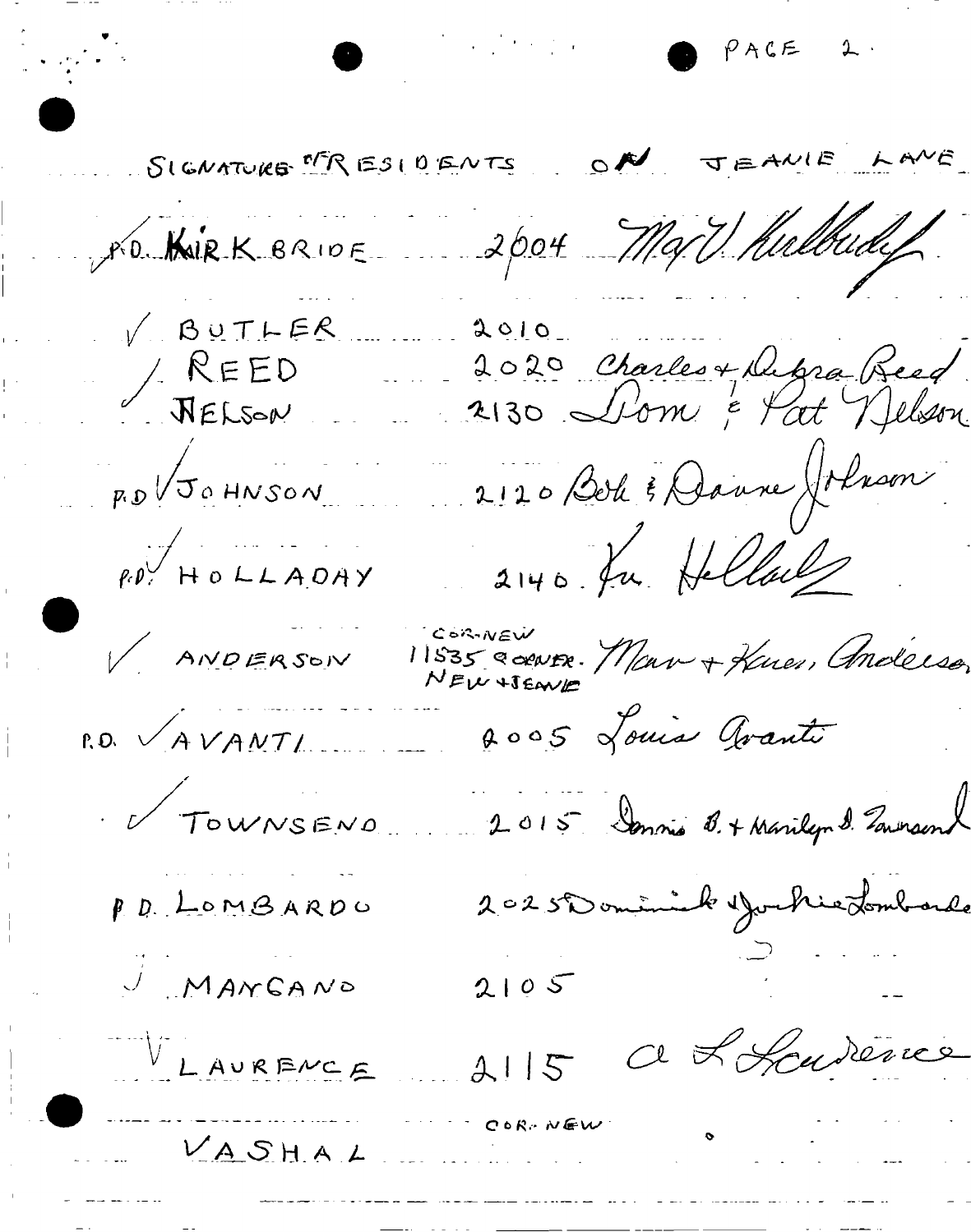PAGE 2.

SIGNATURE OF RESIDENTS ON JEANIE LANE

| | | |
|---|---|---|
| P.O. ✓ KIRKBRIDE | 2004 | Mary V. Kirkbride |
| ✓ BUTLER | 2010 | |
| ✓ REED | 2020 | Charles & Debra Reed |
| NELSON | 2130 | Dom & Pat Nelson |
| P.D. ✓ JOHNSON | 2120 | Bob & Dianne Johnson |
| P.D. ✓ HOLLADAY | 2140 | Jm Holladay |
| ✓ ANDERSON | COR-NEW 11535 CORNER. NEW + JEANIE | Marv + Karen Anderson |
| P.D. ✓ AVANTI | 2005 | Louis Avanti |
| ✓ TOWNSEND | 2015 | Dennis B. + Marilyn D. Townsend |
| P.D. LOMBARDO | 2025 | Dominick & Jackie Lombardo |
| ✓ MANGANO | 2105 | |
| ✓ LAURENCE | 2115 | A L Laurence |
| VASHAL | COR. NEW | |